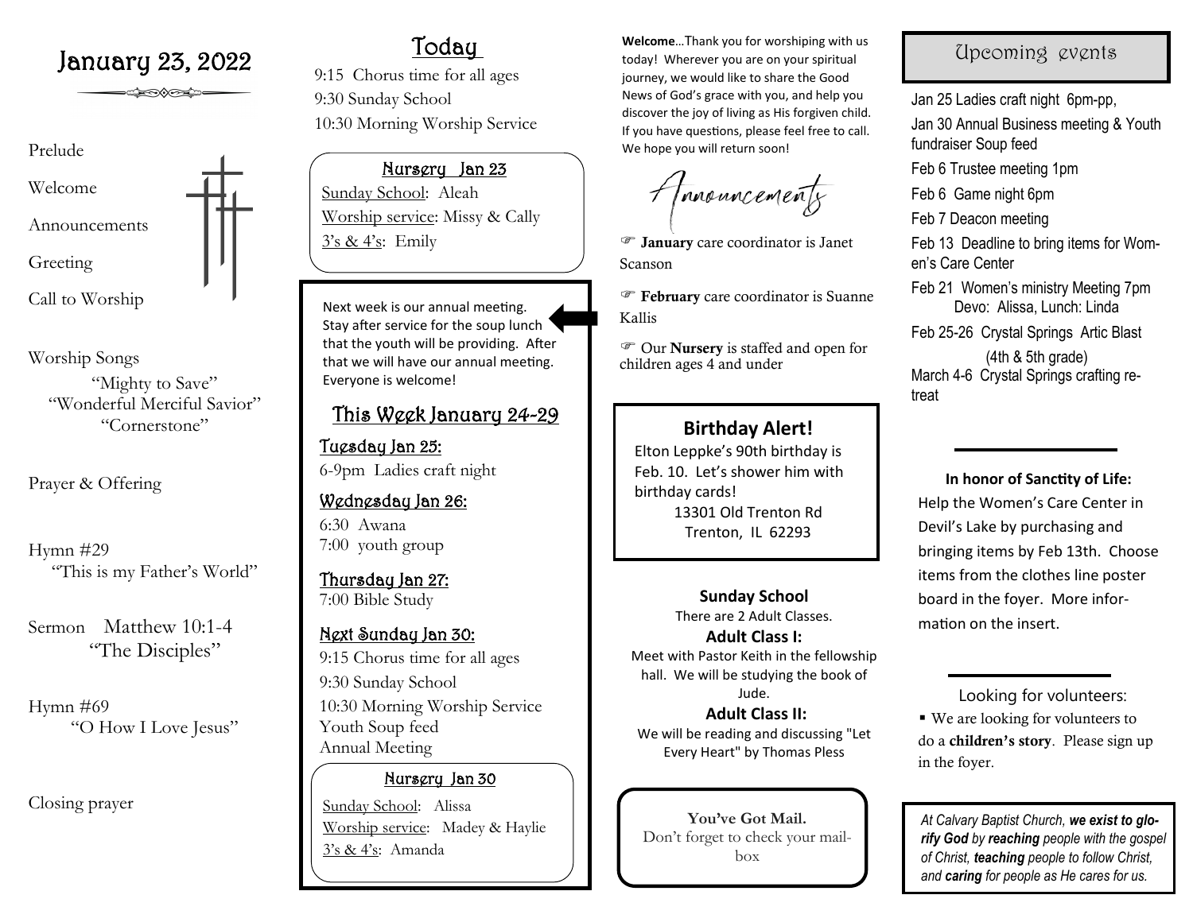# January 23, 2022

Prelude

Welcome

Announcements

Greeting

Call to Worship

Worship Songs

"Mighty to Save"
"Wonderful Merciful Savior"
"Cornerstone"

Prayer & Offering

Hymn #29
"This is my Father's World"

Sermon    Matthew 10:1-4
"The Disciples"

Hymn #69
"O How I Love Jesus"

Closing prayer

## Today

9:15 Chorus time for all ages
9:30 Sunday School
10:30 Morning Worship Service

### Nursery Jan 23

Sunday School: Aleah
Worship service: Missy & Cally
3's & 4's: Emily

Next week is our annual meeting. Stay after service for the soup lunch that the youth will be providing. After that we will have our annual meeting. Everyone is welcome!

## This Week January 24-29

### Tuesday Jan 25:

6-9pm Ladies craft night

### Wednesday Jan 26:

6:30 Awana
7:00 youth group

### Thursday Jan 27:

7:00 Bible Study

### Next Sunday Jan 30:

9:15 Chorus time for all ages
9:30 Sunday School
10:30 Morning Worship Service
Youth Soup feed
Annual Meeting

### Nursery Jan 30

Sunday School: Alissa
Worship service: Madey & Haylie
3's & 4's: Amanda

**Welcome**…Thank you for worshiping with us today! Wherever you are on your spiritual journey, we would like to share the Good News of God's grace with you, and help you discover the joy of living as His forgiven child. If you have questions, please feel free to call. We hope you will return soon!

## Announcements

☞ **January** care coordinator is Janet Scanson

☞ **February** care coordinator is Suanne Kallis

☞ Our **Nursery** is staffed and open for children ages 4 and under

### Birthday Alert!

Elton Leppke's 90th birthday is Feb. 10. Let's shower him with birthday cards!
13301 Old Trenton Rd
Trenton, IL 62293

### Sunday School

There are 2 Adult Classes.

**Adult Class I:**
Meet with Pastor Keith in the fellowship hall. We will be studying the book of Jude.

**Adult Class II:**
We will be reading and discussing "Let Every Heart" by Thomas Pless

**You've Got Mail.**
Don't forget to check your mailbox

## Upcoming events

Jan 25 Ladies craft night 6pm-pp,
Jan 30 Annual Business meeting & Youth fundraiser Soup feed
Feb 6 Trustee meeting 1pm
Feb 6 Game night 6pm
Feb 7 Deacon meeting
Feb 13 Deadline to bring items for Women's Care Center
Feb 21 Women's ministry Meeting 7pm
Devo: Alissa, Lunch: Linda
Feb 25-26 Crystal Springs Artic Blast
(4th & 5th grade)
March 4-6 Crystal Springs crafting retreat

**In honor of Sanctity of Life:**
Help the Women's Care Center in Devil's Lake by purchasing and bringing items by Feb 13th. Choose items from the clothes line poster board in the foyer. More information on the insert.

Looking for volunteers:

- We are looking for volunteers to do a **children's story**. Please sign up in the foyer.

*At Calvary Baptist Church, **we exist to glorify God** by **reaching** people with the gospel of Christ, **teaching** people to follow Christ, and **caring** for people as He cares for us.*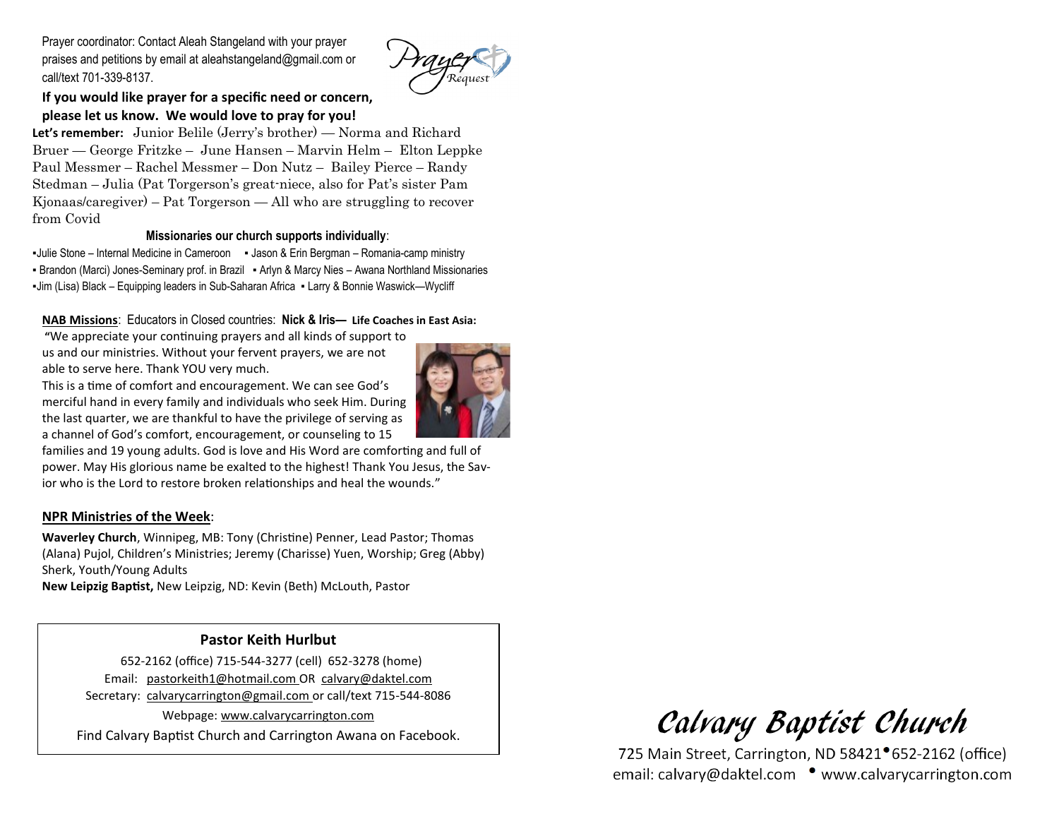Prayer coordinator: Contact Aleah Stangeland with your prayer praises and petitions by email at aleahstangeland@gmail.com or call/text 701-339-8137.

**If you would like prayer for a specific need or concern, please let us know. We would love to pray for you!**

**Let's remember:** Junior Belile (Jerry's brother) — Norma and Richard Bruer — George Fritzke – June Hansen – Marvin Helm – Elton Leppke Paul Messmer – Rachel Messmer – Don Nutz – Bailey Pierce – Randy Stedman – Julia (Pat Torgerson's great-niece, also for Pat's sister Pam Kjonaas/caregiver) – Pat Torgerson — All who are struggling to recover from Covid

**Missionaries our church supports individually**:

- Julie Stone – Internal Medicine in Cameroon
- Jason & Erin Bergman – Romania-camp ministry
- Brandon (Marci) Jones-Seminary prof. in Brazil
- Arlyn & Marcy Nies – Awana Northland Missionaries
- Jim (Lisa) Black – Equipping leaders in Sub-Saharan Africa
- Larry & Bonnie Waswick—Wycliff

**NAB Missions**: Educators in Closed countries: **Nick & Iris— Life Coaches in East Asia:**

"We appreciate your continuing prayers and all kinds of support to us and our ministries. Without your fervent prayers, we are not able to serve here. Thank YOU very much.
This is a time of comfort and encouragement. We can see God's merciful hand in every family and individuals who seek Him. During the last quarter, we are thankful to have the privilege of serving as a channel of God's comfort, encouragement, or counseling to 15 families and 19 young adults. God is love and His Word are comforting and full of power. May His glorious name be exalted to the highest! Thank You Jesus, the Savior who is the Lord to restore broken relationships and heal the wounds."

**NPR Ministries of the Week**:

**Waverley Church**, Winnipeg, MB: Tony (Christine) Penner, Lead Pastor; Thomas (Alana) Pujol, Children's Ministries; Jeremy (Charisse) Yuen, Worship; Greg (Abby) Sherk, Youth/Young Adults
**New Leipzig Baptist,** New Leipzig, ND: Kevin (Beth) McLouth, Pastor

**Pastor Keith Hurlbut**

652-2162 (office) 715-544-3277 (cell) 652-3278 (home)
Email: pastorkeith1@hotmail.com OR calvary@daktel.com
Secretary: calvarycarrington@gmail.com or call/text 715-544-8086
Webpage: www.calvarycarrington.com
Find Calvary Baptist Church and Carrington Awana on Facebook.

# Calvary Baptist Church

725 Main Street, Carrington, ND 58421 • 652-2162 (office)
email: calvary@daktel.com • www.calvarycarrington.com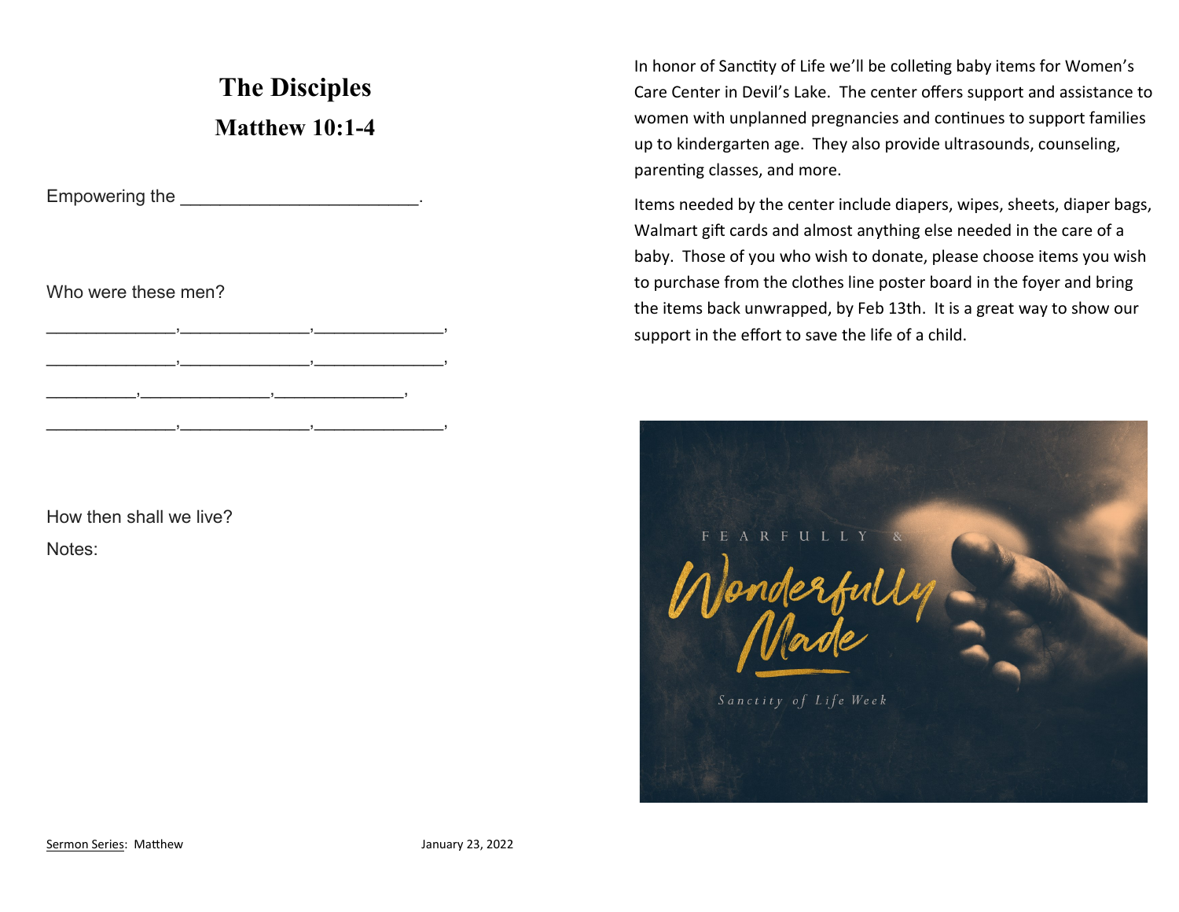# The Disciples

## Matthew 10:1-4

Empowering the ________________________.

Who were these men?

______________,_______________,_______________,

______________,_______________,_______________,

__________,_______________,_______________,

______________,_______________,_______________,

How then shall we live?

Notes:

Sermon Series: Matthew

January 23, 2022

In honor of Sanctity of Life we'll be colleting baby items for Women's Care Center in Devil's Lake. The center offers support and assistance to women with unplanned pregnancies and continues to support families up to kindergarten age. They also provide ultrasounds, counseling, parenting classes, and more.

Items needed by the center include diapers, wipes, sheets, diaper bags, Walmart gift cards and almost anything else needed in the care of a baby. Those of you who wish to donate, please choose items you wish to purchase from the clothes line poster board in the foyer and bring the items back unwrapped, by Feb 13th. It is a great way to show our support in the effort to save the life of a child.

FEARFULLY &

Wonderfully Made

Sanctity of Life Week